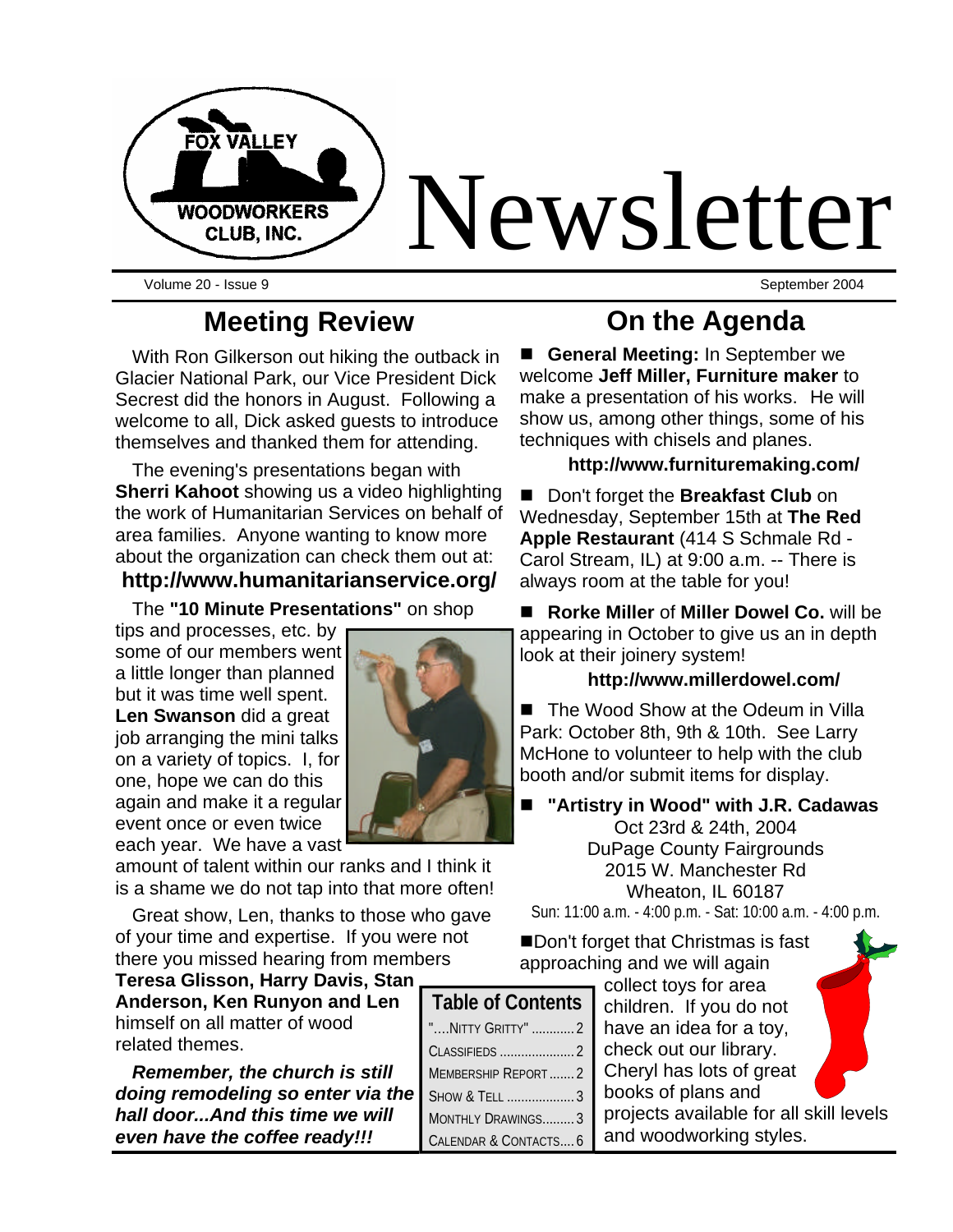# Fox Valley Woodworkers Club, Inc. Newsletter

Volume 20 - Issue 9 — September 2004

## Meeting Review

With Ron Gilkerson out hiking the outback in Glacier National Park, our Vice President Dick Secrest did the honors in August. Following a welcome to all, Dick asked guests to introduce themselves and thanked them for attending.

The evening's presentations began with **Sherri Kahoot** showing us a video highlighting the work of Humanitarian Services on behalf of area families. Anyone wanting to know more about the organization can check them out at:

**http://www.humanitarianservice.org/**

The **"10 Minute Presentations"** on shop tips and processes, etc. by some of our members went a little longer than planned but it was time well spent. **Len Swanson** did a great job arranging the mini talks on a variety of topics. I, for one, hope we can do this again and make it a regular event once or even twice each year. We have a vast amount of talent within our ranks and I think it is a shame we do not tap into that more often!

Great show, Len, thanks to those who gave of your time and expertise. If you were not there you missed hearing from members **Teresa Glisson, Harry Davis, Stan Anderson, Ken Runyon and Len** himself on all matter of wood related themes.

***Remember, the church is still doing remodeling so enter via the hall door...And this time we will even have the coffee ready!!!***

## On the Agenda

- **General Meeting:** In September we welcome **Jeff Miller, Furniture maker** to make a presentation of his works. He will show us, among other things, some of his techniques with chisels and planes.

  **http://www.furnituremaking.com/**

- Don't forget the **Breakfast Club** on Wednesday, September 15th at **The Red Apple Restaurant** (414 S Schmale Rd - Carol Stream, IL) at 9:00 a.m. -- There is always room at the table for you!

- **Rorke Miller** of **Miller Dowel Co.** will be appearing in October to give us an in depth look at their joinery system!

  **http://www.millerdowel.com/**

- The Wood Show at the Odeum in Villa Park: October 8th, 9th & 10th. See Larry McHone to volunteer to help with the club booth and/or submit items for display.

- **"Artistry in Wood" with J.R. Cadawas**
  Oct 23rd & 24th, 2004
  DuPage County Fairgrounds
  2015 W. Manchester Rd
  Wheaton, IL 60187
  Sun: 11:00 a.m. - 4:00 p.m. - Sat: 10:00 a.m. - 4:00 p.m.

- Don't forget that Christmas is fast approaching and we will again collect toys for area children. If you do not have an idea for a toy, check out our library. Cheryl has lots of great books of plans and projects available for all skill levels and woodworking styles.

### Table of Contents

| Section | Page |
|---|---|
| "....Nitty Gritty" | 2 |
| Classifieds | 2 |
| Membership Report | 2 |
| Show & Tell | 3 |
| Monthly Drawings | 3 |
| Calendar & Contacts | 6 |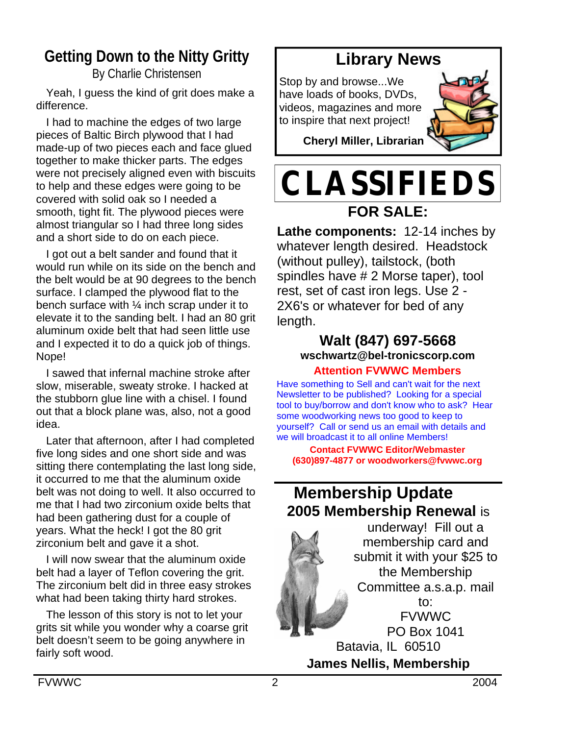## Getting Down to the Nitty Gritty

By Charlie Christensen

Yeah, I guess the kind of grit does make a difference.

I had to machine the edges of two large pieces of Baltic Birch plywood that I had made-up of two pieces each and face glued together to make thicker parts. The edges were not precisely aligned even with biscuits to help and these edges were going to be covered with solid oak so I needed a smooth, tight fit. The plywood pieces were almost triangular so I had three long sides and a short side to do on each piece.

I got out a belt sander and found that it would run while on its side on the bench and the belt would be at 90 degrees to the bench surface. I clamped the plywood flat to the bench surface with ¼ inch scrap under it to elevate it to the sanding belt. I had an 80 grit aluminum oxide belt that had seen little use and I expected it to do a quick job of things. Nope!

I sawed that infernal machine stroke after slow, miserable, sweaty stroke. I hacked at the stubborn glue line with a chisel. I found out that a block plane was, also, not a good idea.

Later that afternoon, after I had completed five long sides and one short side and was sitting there contemplating the last long side, it occurred to me that the aluminum oxide belt was not doing to well. It also occurred to me that I had two zirconium oxide belts that had been gathering dust for a couple of years. What the heck! I got the 80 grit zirconium belt and gave it a shot.

I will now swear that the aluminum oxide belt had a layer of Teflon covering the grit. The zirconium belt did in three easy strokes what had been taking thirty hard strokes.

The lesson of this story is not to let your grits sit while you wonder why a coarse grit belt doesn't seem to be going anywhere in fairly soft wood.

## Library News

Stop by and browse...We have loads of books, DVDs, videos, magazines and more to inspire that next project!

**Cheryl Miller, Librarian**

# CLASSIFIEDS

### FOR SALE:

**Lathe components:** 12-14 inches by whatever length desired. Headstock (without pulley), tailstock, (both spindles have # 2 Morse taper), tool rest, set of cast iron legs. Use 2 - 2X6's or whatever for bed of any length.

**Walt (847) 697-5668**
**wschwartz@bel-tronicscorp.com**

**Attention FVWWC Members**

Have something to Sell and can't wait for the next Newsletter to be published? Looking for a special tool to buy/borrow and don't know who to ask? Hear some woodworking news too good to keep to yourself? Call or send us an email with details and we will broadcast it to all online Members!

**Contact FVWWC Editor/Webmaster**
**(630)897-4877 or woodworkers@fvwwc.org**

## Membership Update

**2005 Membership Renewal** is underway! Fill out a membership card and submit it with your $25 to the Membership Committee a.s.a.p. mail to:

FVWWC
PO Box 1041
Batavia, IL 60510

**James Nellis, Membership**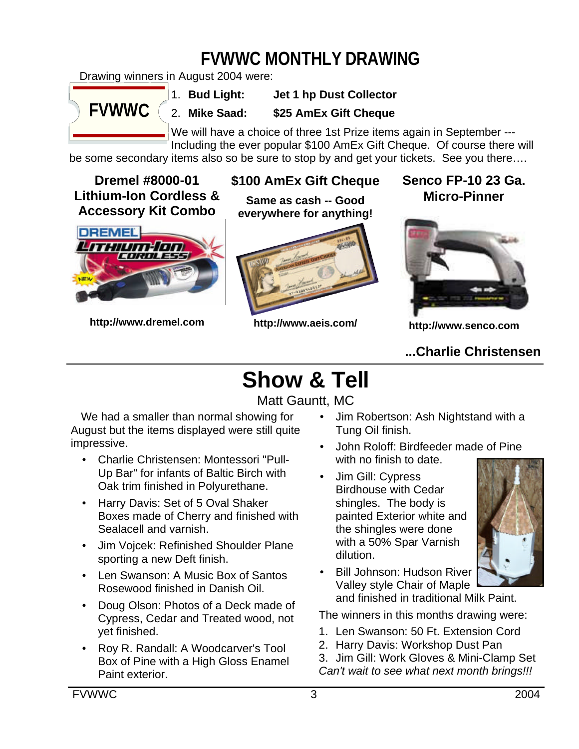# FVWWC MONTHLY DRAWING

Drawing winners in August 2004 were:

FVWWC

1. **Bud Light:** **Jet 1 hp Dust Collector**
2. **Mike Saad:** **$25 AmEx Gift Cheque**

We will have a choice of three 1st Prize items again in September --- Including the ever popular $100 AmEx Gift Cheque. Of course there will be some secondary items also so be sure to stop by and get your tickets. See you there….

**Dremel #8000-01 Lithium-Ion Cordless & Accessory Kit Combo**

**http://www.dremel.com**

**$100 AmEx Gift Cheque**

**Same as cash -- Good everywhere for anything!**

**http://www.aeis.com/**

**Senco FP-10 23 Ga. Micro-Pinner**

**http://www.senco.com**

**...Charlie Christensen**

# Show & Tell

Matt Gauntt, MC

We had a smaller than normal showing for August but the items displayed were still quite impressive.

- Charlie Christensen: Montessori "Pull-Up Bar" for infants of Baltic Birch with Oak trim finished in Polyurethane.
- Harry Davis: Set of 5 Oval Shaker Boxes made of Cherry and finished with Sealacell and varnish.
- Jim Vojcek: Refinished Shoulder Plane sporting a new Deft finish.
- Len Swanson: A Music Box of Santos Rosewood finished in Danish Oil.
- Doug Olson: Photos of a Deck made of Cypress, Cedar and Treated wood, not yet finished.
- Roy R. Randall: A Woodcarver's Tool Box of Pine with a High Gloss Enamel Paint exterior.
- Jim Robertson: Ash Nightstand with a Tung Oil finish.
- John Roloff: Birdfeeder made of Pine with no finish to date.
- Jim Gill: Cypress Birdhouse with Cedar shingles. The body is painted Exterior white and the shingles were done with a 50% Spar Varnish dilution.
- Bill Johnson: Hudson River Valley style Chair of Maple and finished in traditional Milk Paint.

The winners in this months drawing were:

1. Len Swanson: 50 Ft. Extension Cord
2. Harry Davis: Workshop Dust Pan
3. Jim Gill: Work Gloves & Mini-Clamp Set

*Can't wait to see what next month brings!!!*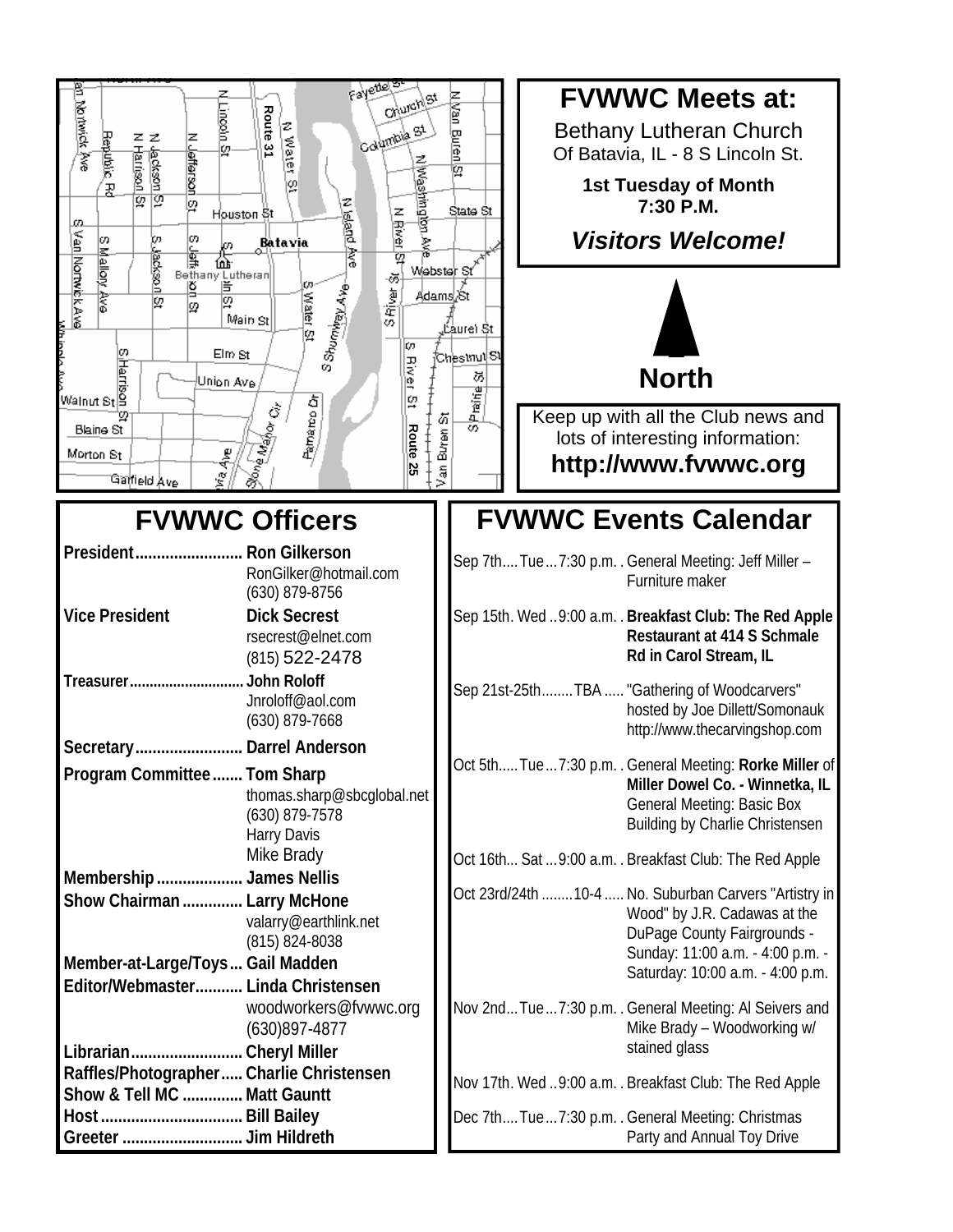## FVWWC Meets at:

Bethany Lutheran Church
Of Batavia, IL - 8 S Lincoln St.

**1st Tuesday of Month**
**7:30 P.M.**

***Visitors Welcome!***

North

Keep up with all the Club news and lots of interesting information:
**http://www.fvwwc.org**

## FVWWC Officers

**President.........................** **Ron Gilkerson**
RonGilker@hotmail.com
(630) 879-8756

**Vice President** **Dick Secrest**
rsecrest@elnet.com
(815) 522-2478

**Treasurer.............................** **John Roloff**
Jnroloff@aol.com
(630) 879-7668

**Secretary.........................** **Darrel Anderson**

**Program Committee.......** **Tom Sharp**
thomas.sharp@sbcglobal.net
(630) 879-7578
Harry Davis
Mike Brady

**Membership....................** **James Nellis**

**Show Chairman ..............** **Larry McHone**
valarry@earthlink.net
(815) 824-8038

**Member-at-Large/Toys...** **Gail Madden**

**Editor/Webmaster...........** **Linda Christensen**
woodworkers@fvwwc.org
(630)897-4877

**Librarian..........................** **Cheryl Miller**

**Raffles/Photographer.....** **Charlie Christensen**

**Show & Tell MC ..............** **Matt Gauntt**

**Host .................................** **Bill Bailey**

**Greeter ............................** **Jim Hildreth**

## FVWWC Events Calendar

Sep 7th....Tue...7:30 p.m. . General Meeting: Jeff Miller – Furniture maker

Sep 15th. Wed ..9:00 a.m. . **Breakfast Club: The Red Apple Restaurant at 414 S Schmale Rd in Carol Stream, IL**

Sep 21st-25th........TBA ..... "Gathering of Woodcarvers" hosted by Joe Dillett/Somonauk http://www.thecarvingshop.com

Oct 5th.....Tue...7:30 p.m. . General Meeting: **Rorke Miller** of **Miller Dowel Co. - Winnetka, IL** General Meeting: Basic Box Building by Charlie Christensen

Oct 16th... Sat ...9:00 a.m. . Breakfast Club: The Red Apple

Oct 23rd/24th ........10-4 ..... No. Suburban Carvers "Artistry in Wood" by J.R. Cadawas at the DuPage County Fairgrounds - Sunday: 11:00 a.m. - 4:00 p.m. - Saturday: 10:00 a.m. - 4:00 p.m.

Nov 2nd...Tue...7:30 p.m. . General Meeting: Al Seivers and Mike Brady – Woodworking w/ stained glass

Nov 17th. Wed ..9:00 a.m. . Breakfast Club: The Red Apple

Dec 7th....Tue...7:30 p.m. . General Meeting: Christmas Party and Annual Toy Drive